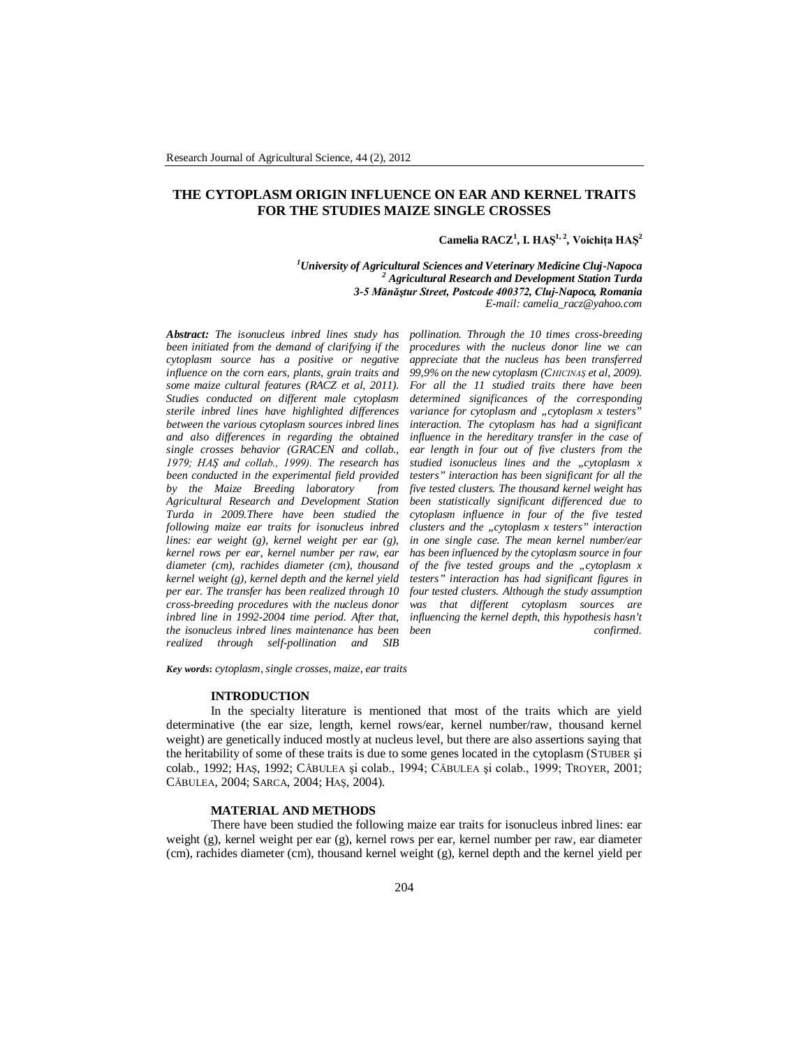# THE CYTOPLASM ORIGIN INFLUENCE ON EAR AND KERNEL TRAITS FOR THE STUDIES MAIZE SINGLE CROSSES

**Camelia RACZ[1], I. HAŞ[1, 2], Voichița HAŞ[2]**

*[1]University of Agricultural Sciences and Veterinary Medicine Cluj-Napoca*
*[2] Agricultural Research and Development Station Turda*
*3-5 Mănăştur Street, Postcode 400372, Cluj-Napoca, Romania*
*E-mail: camelia_racz@yahoo.com*

***Abstract:*** *The isonucleus inbred lines study has been initiated from the demand of clarifying if the cytoplasm source has a positive or negative influence on the corn ears, plants, grain traits and some maize cultural features (RACZ et al, 2011). Studies conducted on different male cytoplasm sterile inbred lines have highlighted differences between the various cytoplasm sources inbred lines and also differences in regarding the obtained single crosses behavior (GRACEN and collab., 1979; HAŞ and collab., 1999). The research has been conducted in the experimental field provided by the Maize Breeding laboratory from Agricultural Research and Development Station Turda in 2009.There have been studied the following maize ear traits for isonucleus inbred lines: ear weight (g), kernel weight per ear (g), kernel rows per ear, kernel number per raw, ear diameter (cm), rachides diameter (cm), thousand kernel weight (g), kernel depth and the kernel yield per ear. The transfer has been realized through 10 cross-breeding procedures with the nucleus donor inbred line in 1992-2004 time period. After that, the isonucleus inbred lines maintenance has been realized through self-pollination and SIB pollination. Through the 10 times cross-breeding procedures with the nucleus donor line we can appreciate that the nucleus has been transferred 99,9% on the new cytoplasm (CHICINAŞ et al, 2009). For all the 11 studied traits there have been determined significances of the corresponding variance for cytoplasm and „cytoplasm x testers" interaction. The cytoplasm has had a significant influence in the hereditary transfer in the case of ear length in four out of five clusters from the studied isonucleus lines and the „cytoplasm x testers" interaction has been significant for all the five tested clusters. The thousand kernel weight has been statistically significant differenced due to cytoplasm influence in four of the five tested clusters and the „cytoplasm x testers" interaction in one single case. The mean kernel number/ear has been influenced by the cytoplasm source in four of the five tested groups and the „cytoplasm x testers" interaction has had significant figures in four tested clusters. Although the study assumption was that different cytoplasm sources are influencing the kernel depth, this hypothesis hasn't been confirmed.*

***Key words*:** *cytoplasm, single crosses, maize, ear traits*

## INTRODUCTION

In the specialty literature is mentioned that most of the traits which are yield determinative (the ear size, length, kernel rows/ear, kernel number/raw, thousand kernel weight) are genetically induced mostly at nucleus level, but there are also assertions saying that the heritability of some of these traits is due to some genes located in the cytoplasm (STUBER și colab., 1992; HAȘ, 1992; CĂBULEA şi colab., 1994; CĂBULEA şi colab., 1999; TROYER, 2001; CĂBULEA, 2004; SARCA, 2004; HAȘ, 2004).

## MATERIAL AND METHODS

There have been studied the following maize ear traits for isonucleus inbred lines: ear weight (g), kernel weight per ear (g), kernel rows per ear, kernel number per raw, ear diameter (cm), rachides diameter (cm), thousand kernel weight (g), kernel depth and the kernel yield per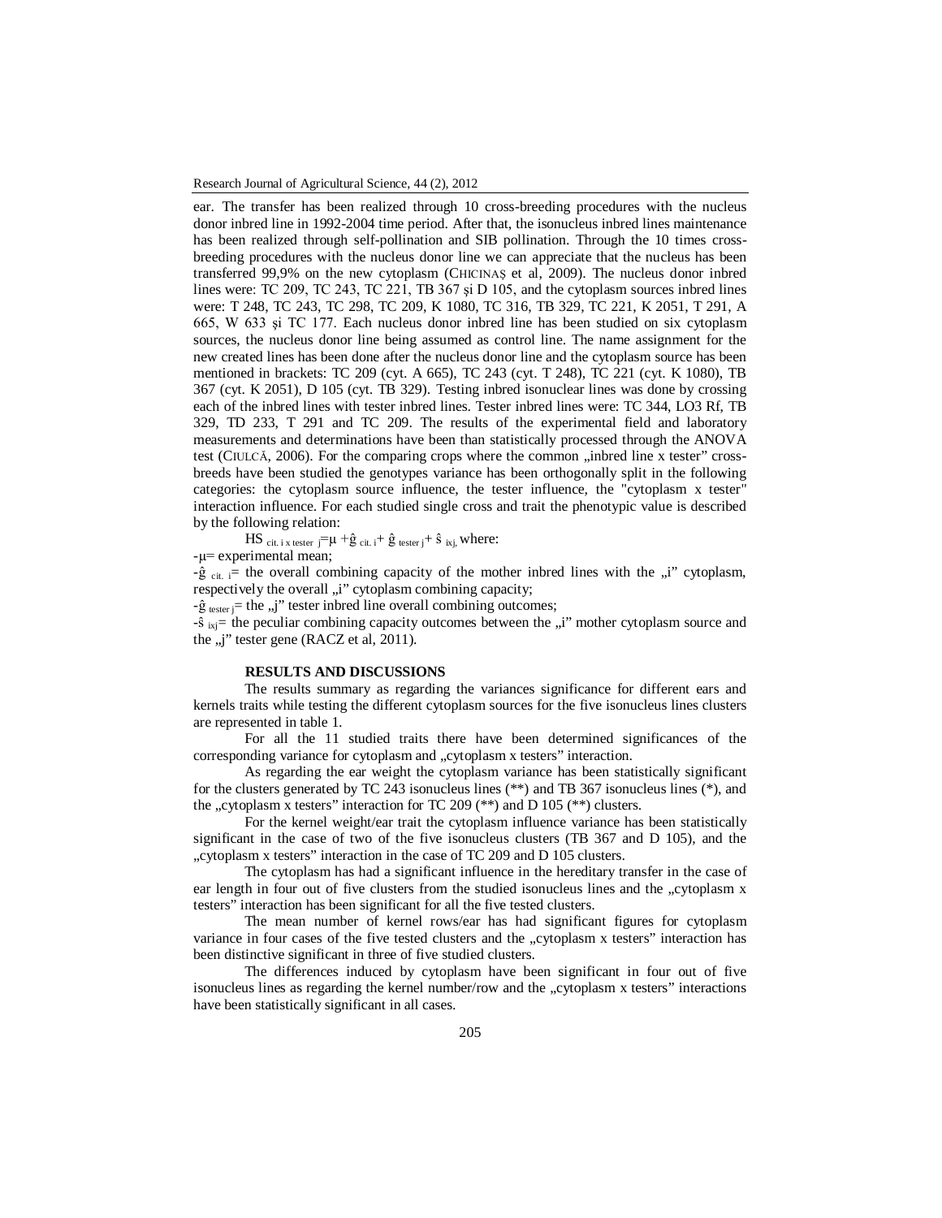ear. The transfer has been realized through 10 cross-breeding procedures with the nucleus donor inbred line in 1992-2004 time period. After that, the isonucleus inbred lines maintenance has been realized through self-pollination and SIB pollination. Through the 10 times cross-breeding procedures with the nucleus donor line we can appreciate that the nucleus has been transferred 99,9% on the new cytoplasm (CHICINAȘ et al, 2009). The nucleus donor inbred lines were: TC 209, TC 243, TC 221, TB 367 și D 105, and the cytoplasm sources inbred lines were: T 248, TC 243, TC 298, TC 209, K 1080, TC 316, TB 329, TC 221, K 2051, T 291, A 665, W 633 și TC 177. Each nucleus donor inbred line has been studied on six cytoplasm sources, the nucleus donor line being assumed as control line. The name assignment for the new created lines has been done after the nucleus donor line and the cytoplasm source has been mentioned in brackets: TC 209 (cyt. A 665), TC 243 (cyt. T 248), TC 221 (cyt. K 1080), TB 367 (cyt. K 2051), D 105 (cyt. TB 329). Testing inbred isonuclear lines was done by crossing each of the inbred lines with tester inbred lines. Tester inbred lines were: TC 344, LO3 Rf, TB 329, TD 233, T 291 and TC 209. The results of the experimental field and laboratory measurements and determinations have been than statistically processed through the ANOVA test (CIULCĂ, 2006). For the comparing crops where the common „inbred line x tester" cross-breeds have been studied the genotypes variance has been orthogonally split in the following categories: the cytoplasm source influence, the tester influence, the "cytoplasm x tester" interaction influence. For each studied single cross and trait the phenotypic value is described by the following relation:

$HS_{cit.\ i\ x\ tester\ j} = \mu + \hat{g}_{cit.\ i} + \hat{g}_{tester\ j} + \hat{s}_{ixj}$, where:

- $\mu$ = experimental mean;
- $\hat{g}_{cit.\ i}$ = the overall combining capacity of the mother inbred lines with the „i" cytoplasm, respectively the overall „i" cytoplasm combining capacity;
- $\hat{g}_{tester\ j}$ = the „j" tester inbred line overall combining outcomes;
- $\hat{s}_{ixj}$ = the peculiar combining capacity outcomes between the „i" mother cytoplasm source and the „j" tester gene (RACZ et al, 2011).

## RESULTS AND DISCUSSIONS

The results summary as regarding the variances significance for different ears and kernels traits while testing the different cytoplasm sources for the five isonucleus lines clusters are represented in table 1.

For all the 11 studied traits there have been determined significances of the corresponding variance for cytoplasm and „cytoplasm x testers" interaction.

As regarding the ear weight the cytoplasm variance has been statistically significant for the clusters generated by TC 243 isonucleus lines (**) and TB 367 isonucleus lines (*), and the „cytoplasm x testers" interaction for TC 209 (**) and D 105 (**) clusters.

For the kernel weight/ear trait the cytoplasm influence variance has been statistically significant in the case of two of the five isonucleus clusters (TB 367 and D 105), and the „cytoplasm x testers" interaction in the case of TC 209 and D 105 clusters.

The cytoplasm has had a significant influence in the hereditary transfer in the case of ear length in four out of five clusters from the studied isonucleus lines and the „cytoplasm x testers" interaction has been significant for all the five tested clusters.

The mean number of kernel rows/ear has had significant figures for cytoplasm variance in four cases of the five tested clusters and the „cytoplasm x testers" interaction has been distinctive significant in three of five studied clusters.

The differences induced by cytoplasm have been significant in four out of five isonucleus lines as regarding the kernel number/row and the „cytoplasm x testers" interactions have been statistically significant in all cases.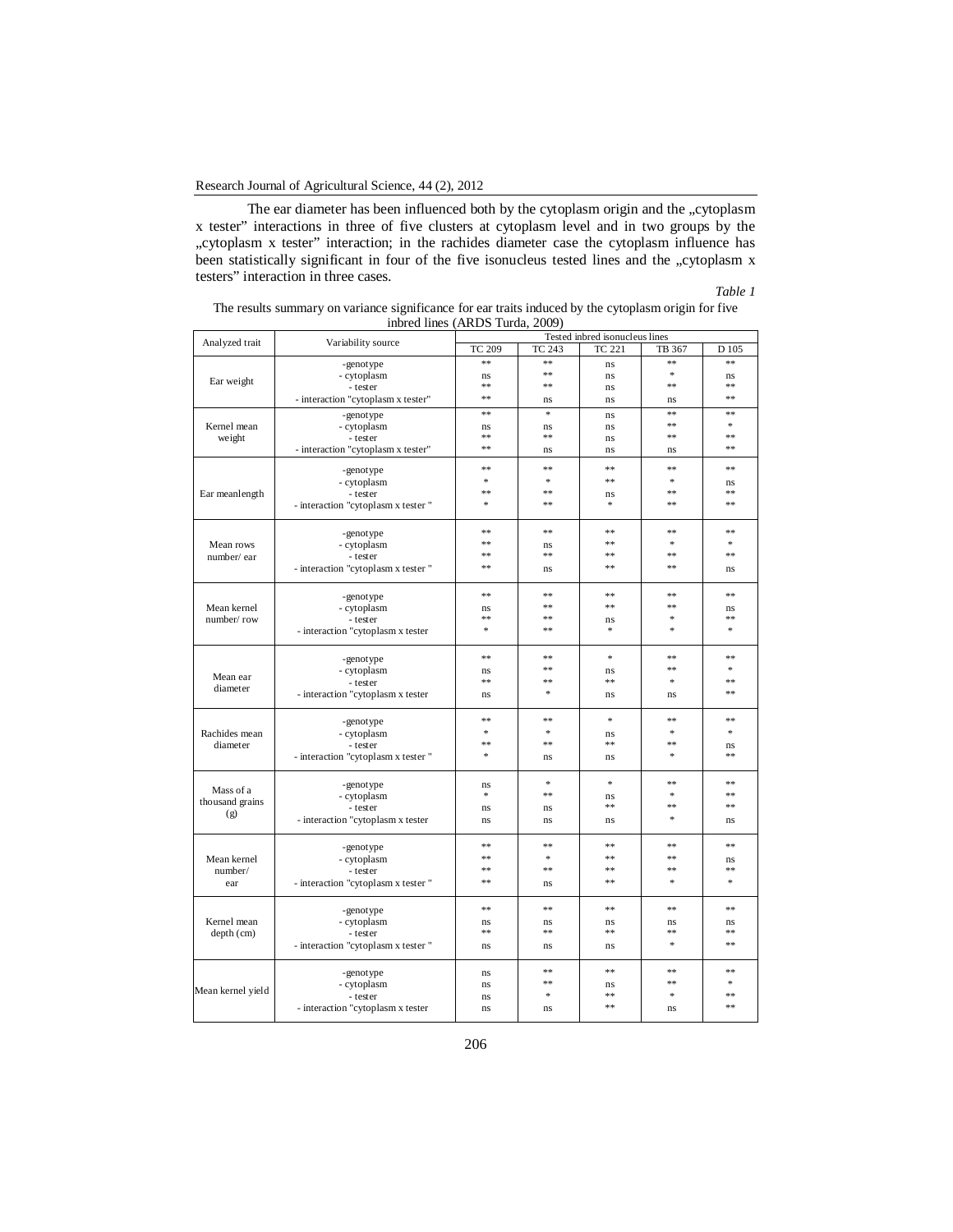The ear diameter has been influenced both by the cytoplasm origin and the „cytoplasm x tester" interactions in three of five clusters at cytoplasm level and in two groups by the „cytoplasm x tester" interaction; in the rachides diameter case the cytoplasm influence has been statistically significant in four of the five isonucleus tested lines and the „cytoplasm x testers" interaction in three cases.

*Table 1*

The results summary on variance significance for ear traits induced by the cytoplasm origin for five inbred lines (ARDS Turda, 2009)

| Analyzed trait | Variability source | Tested inbred isonucleus lines | | | | |
|---|---|---|---|---|---|---|
| | | TC 209 | TC 243 | TC 221 | TB 367 | D 105 |
| Ear weight | -genotype | ** | ** | ns | ** | ** |
| | - cytoplasm | ns | ** | ns | * | ns |
| | - tester | ** | ** | ns | ** | ** |
| | - interaction "cytoplasm x tester" | ** | ns | ns | ns | ** |
| Kernel mean weight | -genotype | ** | * | ns | ** | ** |
| | - cytoplasm | ns | ns | ns | ** | * |
| | - tester | ** | ** | ns | ** | ** |
| | - interaction "cytoplasm x tester" | ** | ns | ns | ns | ** |
| Ear meanlength | -genotype | ** | ** | ** | ** | ** |
| | - cytoplasm | * | * | ** | * | ns |
| | - tester | ** | ** | ns | ** | ** |
| | - interaction "cytoplasm x tester " | * | ** | * | ** | ** |
| Mean rows number/ ear | -genotype | ** | ** | ** | ** | ** |
| | - cytoplasm | ** | ns | ** | * | * |
| | - tester | ** | ** | ** | ** | ** |
| | - interaction "cytoplasm x tester " | ** | ns | ** | ** | ns |
| Mean kernel number/ row | -genotype | ** | ** | ** | ** | ** |
| | - cytoplasm | ns | ** | ** | ** | ns |
| | - tester | ** | ** | ns | * | ** |
| | - interaction "cytoplasm x tester | * | ** | * | * | * |
| Mean ear diameter | -genotype | ** | ** | * | ** | ** |
| | - cytoplasm | ns | ** | ns | ** | * |
| | - tester | ** | ** | ** | * | ** |
| | - interaction "cytoplasm x tester | ns | * | ns | ns | ** |
| Rachides mean diameter | -genotype | ** | ** | * | ** | ** |
| | - cytoplasm | * | * | ns | * | * |
| | - tester | ** | ** | ** | ** | ns |
| | - interaction "cytoplasm x tester " | * | ns | ns | * | ** |
| Mass of a thousand grains (g) | -genotype | ns | * | * | ** | ** |
| | - cytoplasm | * | ** | ns | * | ** |
| | - tester | ns | ns | ** | ** | ** |
| | - interaction "cytoplasm x tester | ns | ns | ns | * | ns |
| Mean kernel number/ ear | -genotype | ** | ** | ** | ** | ** |
| | - cytoplasm | ** | * | ** | ** | ns |
| | - tester | ** | ** | ** | ** | ** |
| | - interaction "cytoplasm x tester " | ** | ns | ** | * | * |
| Kernel mean depth (cm) | -genotype | ** | ** | ** | ** | ** |
| | - cytoplasm | ns | ns | ns | ns | ns |
| | - tester | ** | ** | ** | ** | ** |
| | - interaction "cytoplasm x tester " | ns | ns | ns | * | ** |
| Mean kernel yield | -genotype | ns | ** | ** | ** | ** |
| | - cytoplasm | ns | ** | ns | ** | * |
| | - tester | ns | * | ** | * | ** |
| | - interaction "cytoplasm x tester | ns | ns | ** | ns | ** |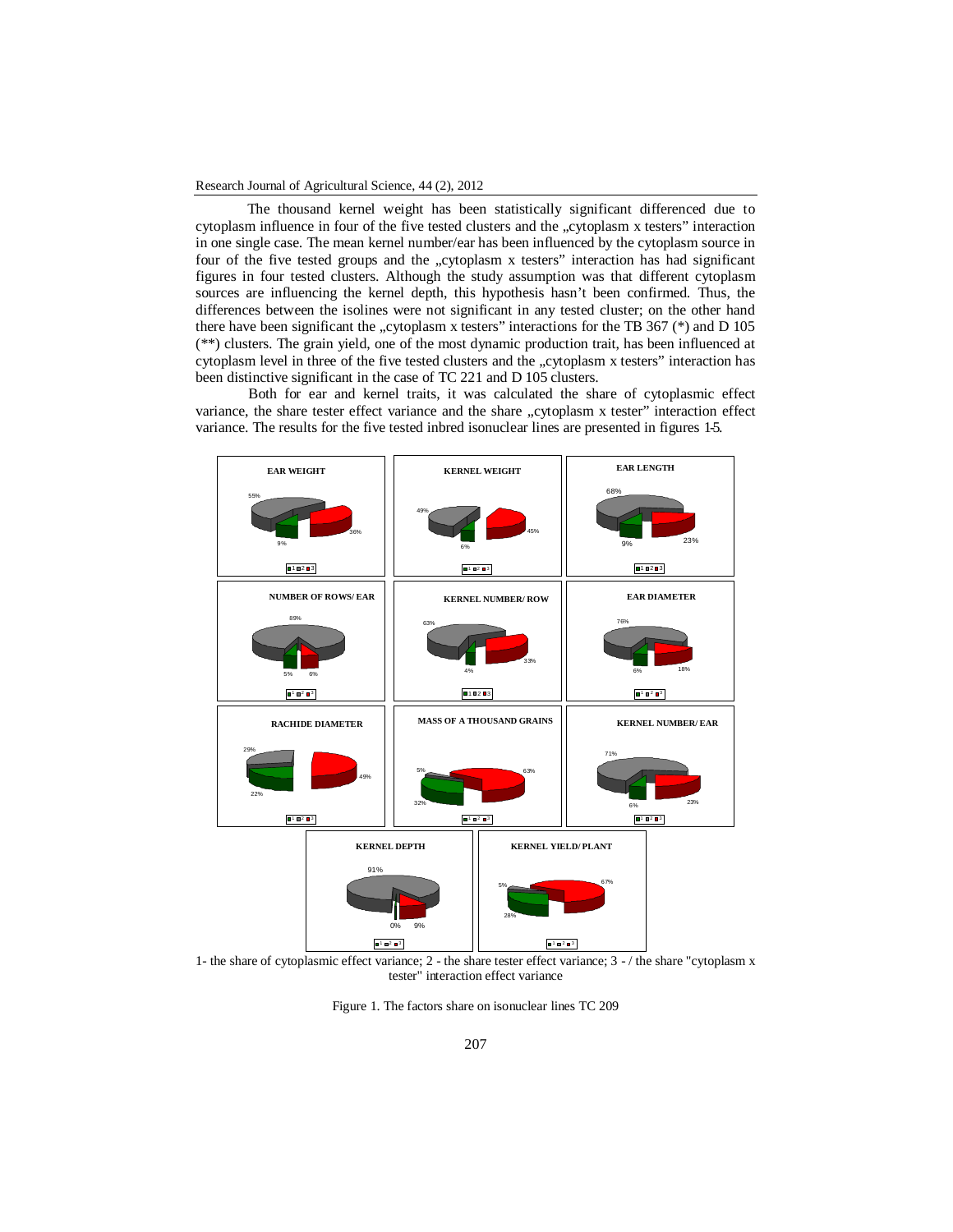The thousand kernel weight has been statistically significant differenced due to cytoplasm influence in four of the five tested clusters and the „cytoplasm x testers" interaction in one single case. The mean kernel number/ear has been influenced by the cytoplasm source in four of the five tested groups and the „cytoplasm x testers" interaction has had significant figures in four tested clusters. Although the study assumption was that different cytoplasm sources are influencing the kernel depth, this hypothesis hasn't been confirmed. Thus, the differences between the isolines were not significant in any tested cluster; on the other hand there have been significant the „cytoplasm x testers" interactions for the TB 367 (*) and D 105 (**) clusters. The grain yield, one of the most dynamic production trait, has been influenced at cytoplasm level in three of the five tested clusters and the „cytoplasm x testers" interaction has been distinctive significant in the case of TC 221 and D 105 clusters.

Both for ear and kernel traits, it was calculated the share of cytoplasmic effect variance, the share tester effect variance and the share „cytoplasm x tester" interaction effect variance. The results for the five tested inbred isonuclear lines are presented in figures 1-5.

1- the share of cytoplasmic effect variance; 2 - the share tester effect variance; 3 - / the share "cytoplasm x tester" interaction effect variance

Figure 1. The factors share on isonuclear lines TC 209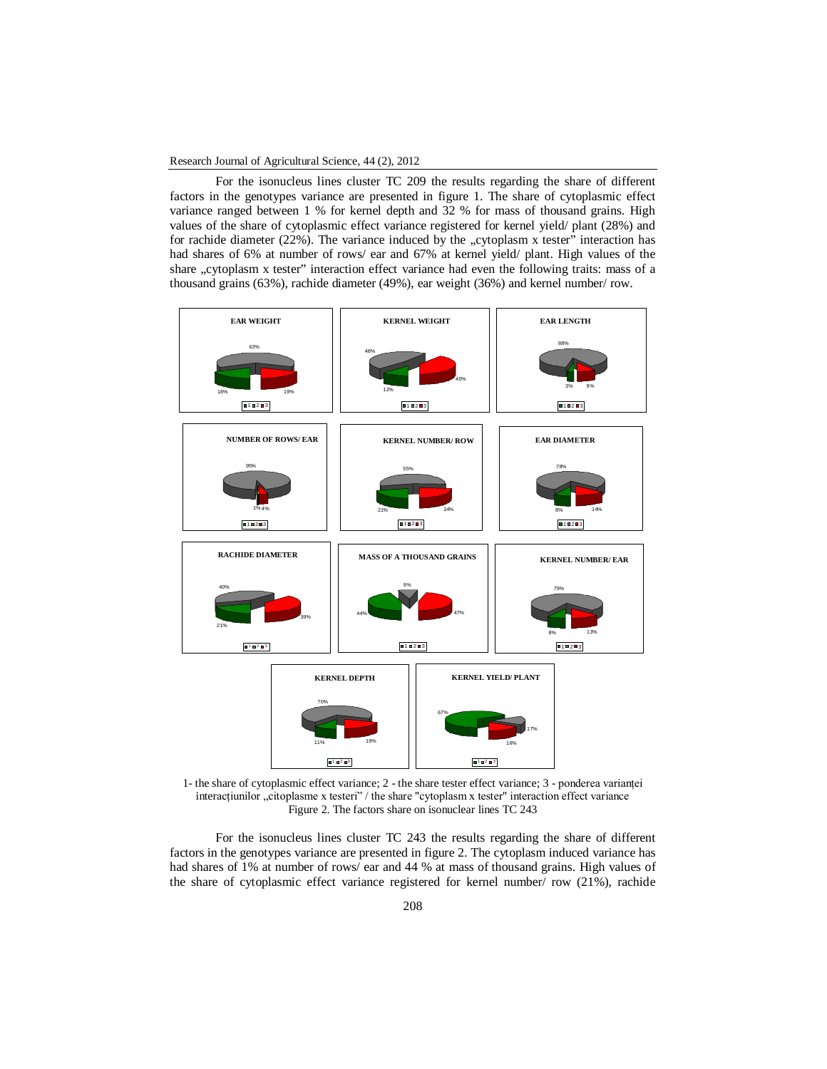For the isonucleus lines cluster TC 209 the results regarding the share of different factors in the genotypes variance are presented in figure 1. The share of cytoplasmic effect variance ranged between 1 % for kernel depth and 32 % for mass of thousand grains. High values of the share of cytoplasmic effect variance registered for kernel yield/ plant (28%) and for rachide diameter (22%). The variance induced by the „cytoplasm x tester" interaction has had shares of 6% at number of rows/ ear and 67% at kernel yield/ plant. High values of the share „cytoplasm x tester" interaction effect variance had even the following traits: mass of a thousand grains (63%), rachide diameter (49%), ear weight (36%) and kernel number/ row.

1- the share of cytoplasmic effect variance; 2 - the share tester effect variance; 3 - ponderea varianței interacțiunilor „citoplasme x testeri" / the share "cytoplasm x tester" interaction effect variance
Figure 2. The factors share on isonuclear lines TC 243

For the isonucleus lines cluster TC 243 the results regarding the share of different factors in the genotypes variance are presented in figure 2. The cytoplasm induced variance has had shares of 1% at number of rows/ ear and 44 % at mass of thousand grains. High values of the share of cytoplasmic effect variance registered for kernel number/ row (21%), rachide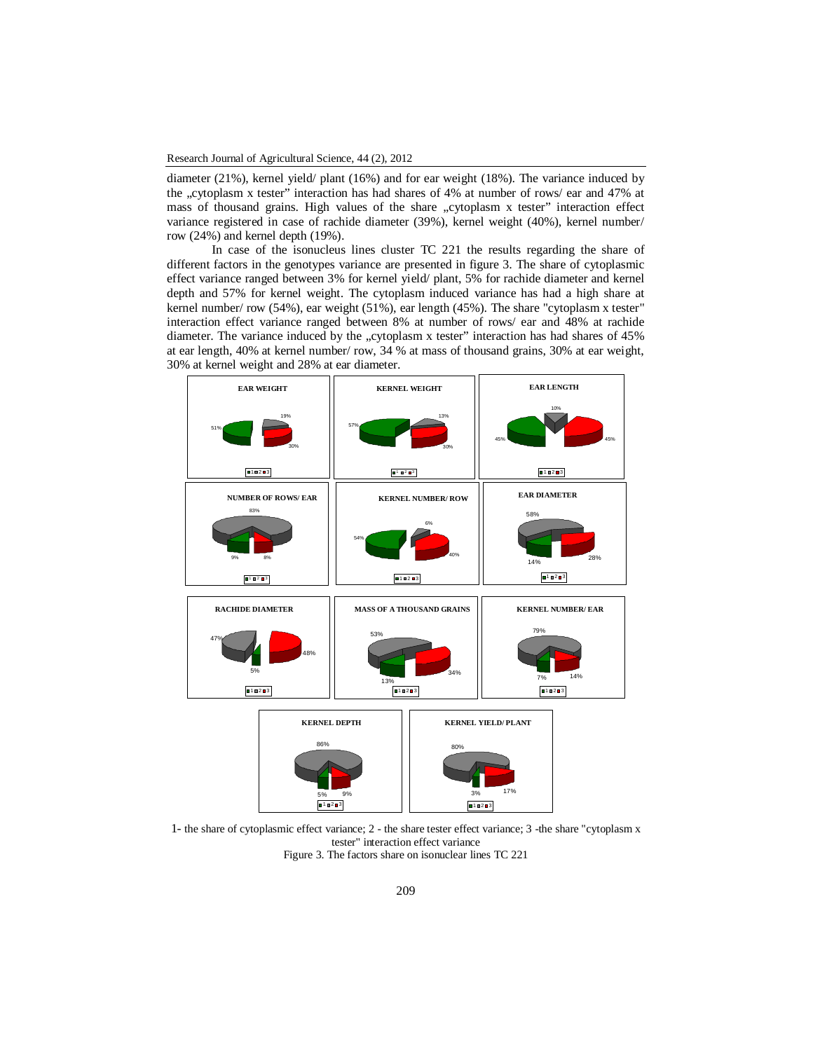diameter (21%), kernel yield/ plant (16%) and for ear weight (18%). The variance induced by the „cytoplasm x tester" interaction has had shares of 4% at number of rows/ ear and 47% at mass of thousand grains. High values of the share „cytoplasm x tester" interaction effect variance registered in case of rachide diameter (39%), kernel weight (40%), kernel number/ row (24%) and kernel depth (19%).

In case of the isonucleus lines cluster TC 221 the results regarding the share of different factors in the genotypes variance are presented in figure 3. The share of cytoplasmic effect variance ranged between 3% for kernel yield/ plant, 5% for rachide diameter and kernel depth and 57% for kernel weight. The cytoplasm induced variance has had a high share at kernel number/ row (54%), ear weight (51%), ear length (45%). The share "cytoplasm x tester" interaction effect variance ranged between 8% at number of rows/ ear and 48% at rachide diameter. The variance induced by the „cytoplasm x tester" interaction has had shares of 45% at ear length, 40% at kernel number/ row, 34 % at mass of thousand grains, 30% at ear weight, 30% at kernel weight and 28% at ear diameter.

| Trait | 1 | 2 | 3 |
|---|---|---|---|
| EAR WEIGHT | 51% | 19% | 30% |
| KERNEL WEIGHT | 57% | 13% | 30% |
| EAR LENGTH | 45% | 10% | 45% |
| NUMBER OF ROWS/ EAR | 9% | 83% | 8% |
| KERNEL NUMBER/ ROW | 54% | 6% | 40% |
| EAR DIAMETER | 14% | 58% | 28% |
| RACHIDE DIAMETER | 5% | 47% | 48% |
| MASS OF A THOUSAND GRAINS | 13% | 53% | 34% |
| KERNEL NUMBER/ EAR | 7% | 79% | 14% |
| KERNEL DEPTH | 5% | 86% | 9% |
| KERNEL YIELD/ PLANT | 3% | 80% | 17% |

1- the share of cytoplasmic effect variance; 2 - the share tester effect variance; 3 -the share "cytoplasm x tester" interaction effect variance

Figure 3. The factors share on isonuclear lines TC 221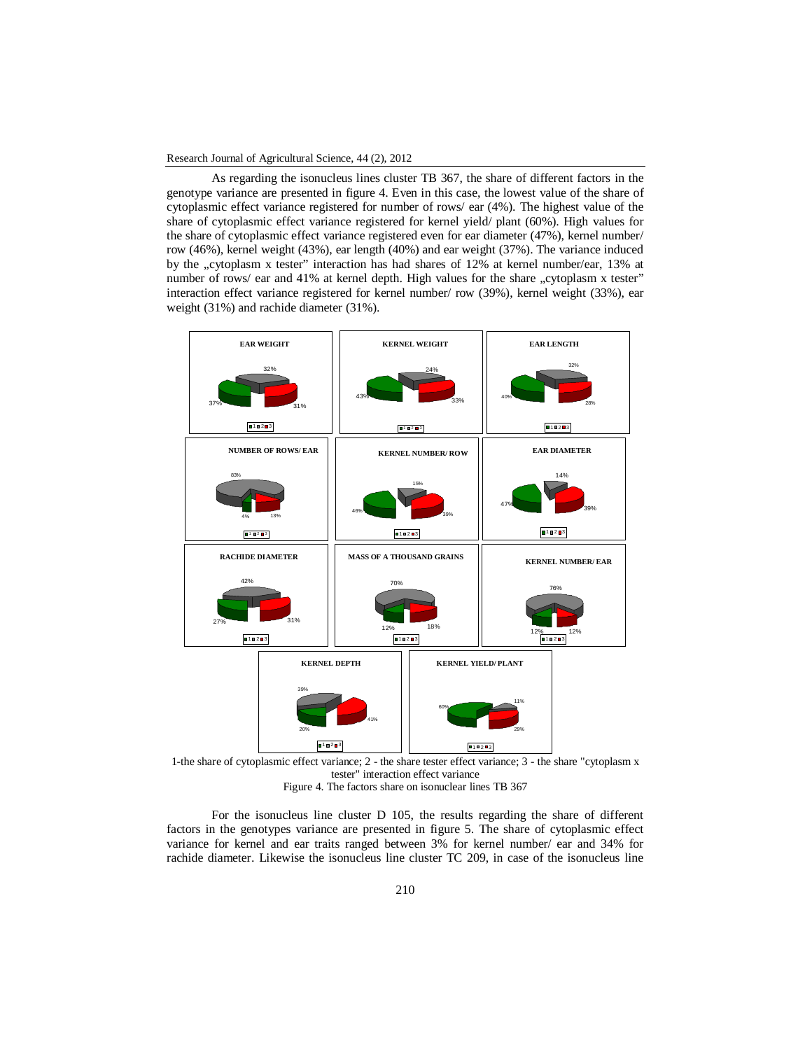As regarding the isonucleus lines cluster TB 367, the share of different factors in the genotype variance are presented in figure 4. Even in this case, the lowest value of the share of cytoplasmic effect variance registered for number of rows/ ear (4%). The highest value of the share of cytoplasmic effect variance registered for kernel yield/ plant (60%). High values for the share of cytoplasmic effect variance registered even for ear diameter (47%), kernel number/ row (46%), kernel weight (43%), ear length (40%) and ear weight (37%). The variance induced by the „cytoplasm x tester" interaction has had shares of 12% at kernel number/ear, 13% at number of rows/ ear and 41% at kernel depth. High values for the share „cytoplasm x tester" interaction effect variance registered for kernel number/ row (39%), kernel weight (33%), ear weight (31%) and rachide diameter (31%).

1-the share of cytoplasmic effect variance; 2 - the share tester effect variance; 3 - the share "cytoplasm x tester" interaction effect variance

Figure 4. The factors share on isonuclear lines TB 367

For the isonucleus line cluster D 105, the results regarding the share of different factors in the genotypes variance are presented in figure 5. The share of cytoplasmic effect variance for kernel and ear traits ranged between 3% for kernel number/ ear and 34% for rachide diameter. Likewise the isonucleus line cluster TC 209, in case of the isonucleus line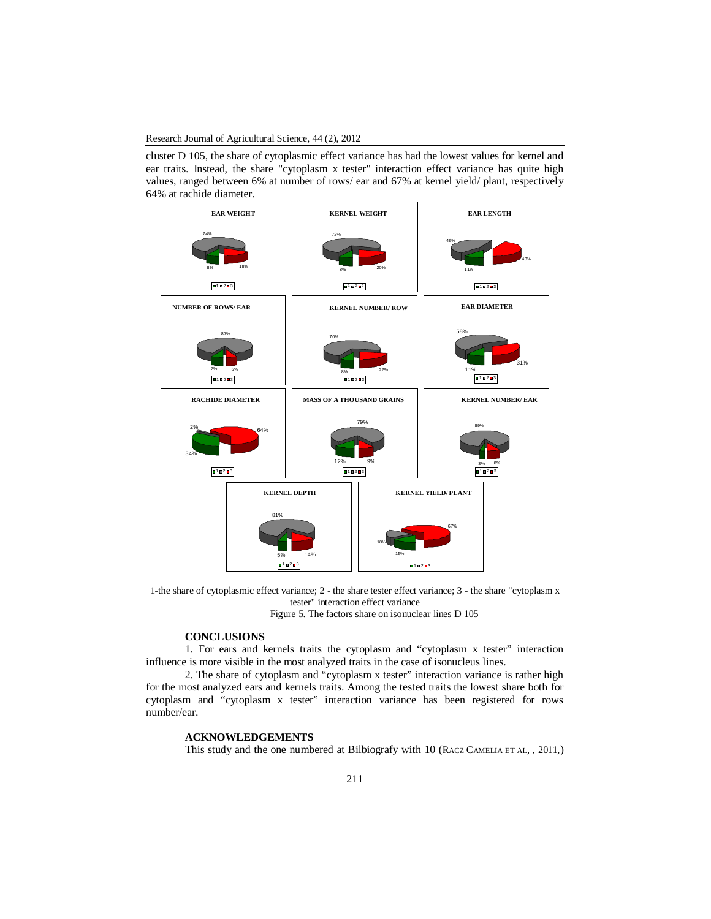cluster D 105, the share of cytoplasmic effect variance has had the lowest values for kernel and ear traits. Instead, the share "cytoplasm x tester" interaction effect variance has quite high values, ranged between 6% at number of rows/ ear and 67% at kernel yield/ plant, respectively 64% at rachide diameter.

1-the share of cytoplasmic effect variance; 2 - the share tester effect variance; 3 - the share "cytoplasm x tester" interaction effect variance

Figure 5. The factors share on isonuclear lines D 105

## CONCLUSIONS

1. For ears and kernels traits the cytoplasm and "cytoplasm x tester" interaction influence is more visible in the most analyzed traits in the case of isonucleus lines.

2. The share of cytoplasm and "cytoplasm x tester" interaction variance is rather high for the most analyzed ears and kernels traits. Among the tested traits the lowest share both for cytoplasm and "cytoplasm x tester" interaction variance has been registered for rows number/ear.

## ACKNOWLEDGEMENTS

This study and the one numbered at Bilbiografy with 10 (RACZ CAMELIA ET AL, , 2011,)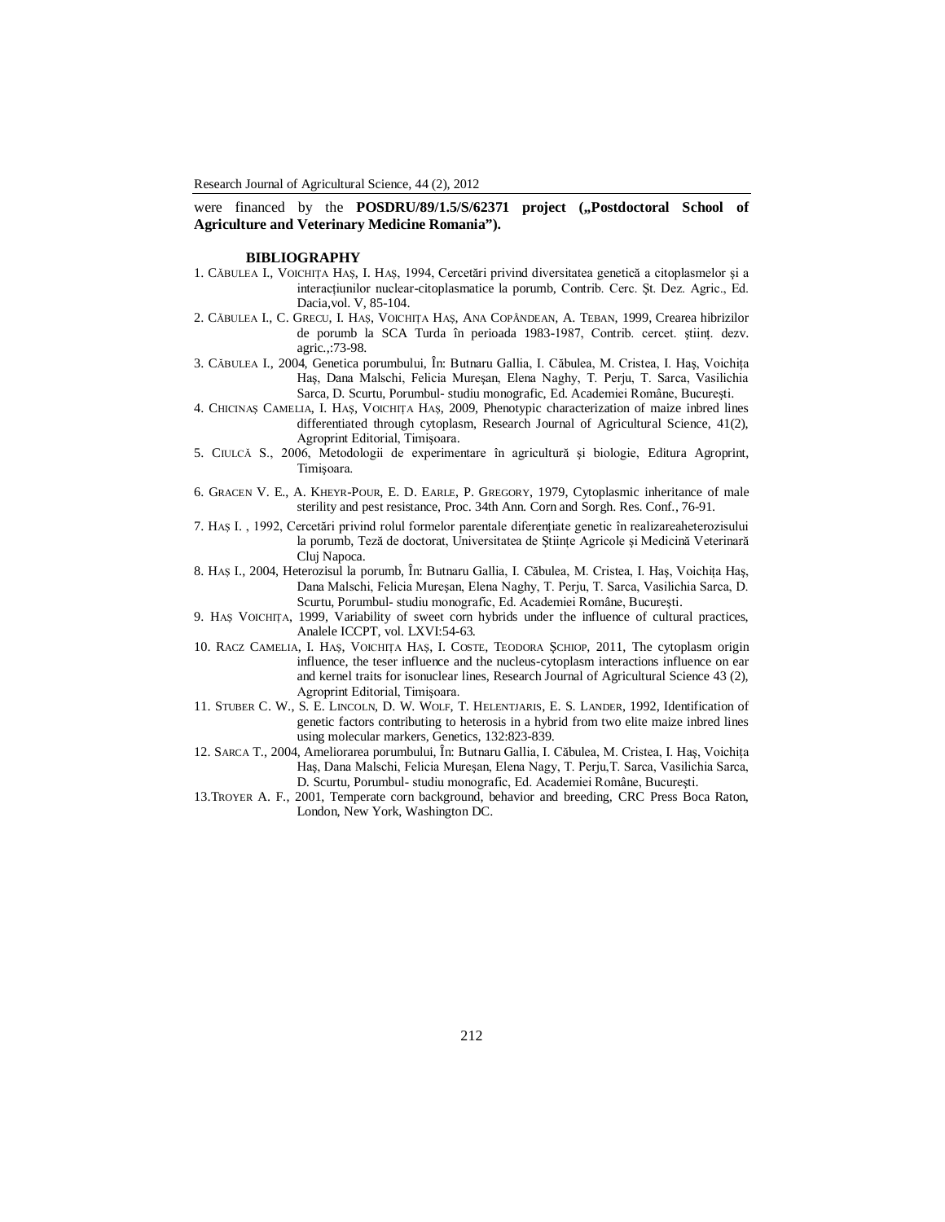were financed by the **POSDRU/89/1.5/S/62371 project („Postdoctoral School of Agriculture and Veterinary Medicine Romania").**

## BIBLIOGRAPHY

1. CĂBULEA I., VOICHIȚA HAȘ, I. HAȘ, 1994, Cercetări privind diversitatea genetică a citoplasmelor şi a interacțiunilor nuclear-citoplasmatice la porumb, Contrib. Cerc. Şt. Dez. Agric., Ed. Dacia,vol. V, 85-104.
2. CĂBULEA I., C. GRECU, I. HAȘ, VOICHIȚA HAȘ, ANA COPÂNDEAN, A. TEBAN, 1999, Crearea hibrizilor de porumb la SCA Turda în perioada 1983-1987, Contrib. cercet. științ. dezv. agric.,:73-98.
3. CĂBULEA I., 2004, Genetica porumbului, În: Butnaru Gallia, I. Căbulea, M. Cristea, I. Haş, Voichița Haş, Dana Malschi, Felicia Mureşan, Elena Naghy, T. Perju, T. Sarca, Vasilichia Sarca, D. Scurtu, Porumbul- studiu monografic, Ed. Academiei Române, Bucureşti.
4. CHICINAȘ CAMELIA, I. HAȘ, VOICHIȚA HAȘ, 2009, Phenotypic characterization of maize inbred lines differentiated through cytoplasm, Research Journal of Agricultural Science, 41(2), Agroprint Editorial, Timişoara.
5. CIULCĂ S., 2006, Metodologii de experimentare în agricultură şi biologie, Editura Agroprint, Timişoara.
6. GRACEN V. E., A. KHEYR-POUR, E. D. EARLE, P. GREGORY, 1979, Cytoplasmic inheritance of male sterility and pest resistance, Proc. 34th Ann. Corn and Sorgh. Res. Conf., 76-91.
7. HAȘ I. , 1992, Cercetări privind rolul formelor parentale diferențiate genetic în realizareaheterozisului la porumb, Teză de doctorat, Universitatea de Științe Agricole şi Medicină Veterinară Cluj Napoca.
8. HAȘ I., 2004, Heterozisul la porumb, În: Butnaru Gallia, I. Căbulea, M. Cristea, I. Haş, Voichița Haş, Dana Malschi, Felicia Mureşan, Elena Naghy, T. Perju, T. Sarca, Vasilichia Sarca, D. Scurtu, Porumbul- studiu monografic, Ed. Academiei Române, Bucureşti.
9. HAȘ VOICHIȚA, 1999, Variability of sweet corn hybrids under the influence of cultural practices, Analele ICCPT, vol. LXVI:54-63.
10. RACZ CAMELIA, I. HAȘ, VOICHIȚA HAȘ, I. COSTE, TEODORA ŞCHIOP, 2011, The cytoplasm origin influence, the teser influence and the nucleus-cytoplasm interactions influence on ear and kernel traits for isonuclear lines, Research Journal of Agricultural Science 43 (2), Agroprint Editorial, Timişoara.
11. STUBER C. W., S. E. LINCOLN, D. W. WOLF, T. HELENTJARIS, E. S. LANDER, 1992, Identification of genetic factors contributing to heterosis in a hybrid from two elite maize inbred lines using molecular markers, Genetics, 132:823-839.
12. SARCA T., 2004, Ameliorarea porumbului, În: Butnaru Gallia, I. Căbulea, M. Cristea, I. Haş, Voichița Haş, Dana Malschi, Felicia Mureşan, Elena Nagy, T. Perju,T. Sarca, Vasilichia Sarca, D. Scurtu, Porumbul- studiu monografic, Ed. Academiei Române, Bucureşti.
13. TROYER A. F., 2001, Temperate corn background, behavior and breeding, CRC Press Boca Raton, London, New York, Washington DC.